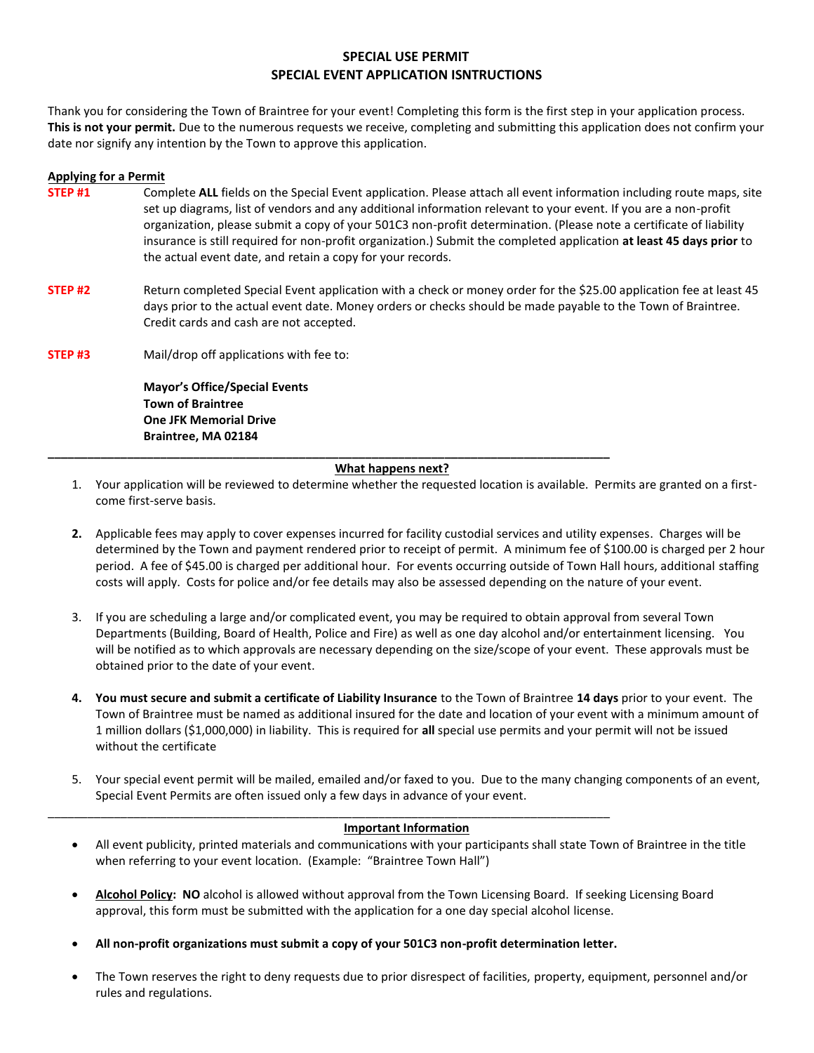# SPECIAL USE PERMIT
## SPECIAL EVENT APPLICATION ISNTRUCTIONS

Thank you for considering the Town of Braintree for your event! Completing this form is the first step in your application process. **This is not your permit.** Due to the numerous requests we receive, completing and submitting this application does not confirm your date nor signify any intention by the Town to approve this application.

**Applying for a Permit**

**STEP #1** Complete **ALL** fields on the Special Event application. Please attach all event information including route maps, site set up diagrams, list of vendors and any additional information relevant to your event. If you are a non-profit organization, please submit a copy of your 501C3 non-profit determination. (Please note a certificate of liability insurance is still required for non-profit organization.) Submit the completed application **at least 45 days prior** to the actual event date, and retain a copy for your records.

**STEP #2** Return completed Special Event application with a check or money order for the $25.00 application fee at least 45 days prior to the actual event date. Money orders or checks should be made payable to the Town of Braintree. Credit cards and cash are not accepted.

**STEP #3** Mail/drop off applications with fee to:

**Mayor's Office/Special Events**
**Town of Braintree**
**One JFK Memorial Drive**
**Braintree, MA 02184**

---

**What happens next?**

1. Your application will be reviewed to determine whether the requested location is available. Permits are granted on a first-come first-serve basis.

2. Applicable fees may apply to cover expenses incurred for facility custodial services and utility expenses. Charges will be determined by the Town and payment rendered prior to receipt of permit. A minimum fee of $100.00 is charged per 2 hour period. A fee of $45.00 is charged per additional hour. For events occurring outside of Town Hall hours, additional staffing costs will apply. Costs for police and/or fee details may also be assessed depending on the nature of your event.

3. If you are scheduling a large and/or complicated event, you may be required to obtain approval from several Town Departments (Building, Board of Health, Police and Fire) as well as one day alcohol and/or entertainment licensing. You will be notified as to which approvals are necessary depending on the size/scope of your event. These approvals must be obtained prior to the date of your event.

4. **You must secure and submit a certificate of Liability Insurance** to the Town of Braintree **14 days** prior to your event. The Town of Braintree must be named as additional insured for the date and location of your event with a minimum amount of 1 million dollars ($1,000,000) in liability. This is required for **all** special use permits and your permit will not be issued without the certificate

5. Your special event permit will be mailed, emailed and/or faxed to you. Due to the many changing components of an event, Special Event Permits are often issued only a few days in advance of your event.

---

**Important Information**

- All event publicity, printed materials and communications with your participants shall state Town of Braintree in the title when referring to your event location. (Example: "Braintree Town Hall")

- **Alcohol Policy: NO** alcohol is allowed without approval from the Town Licensing Board. If seeking Licensing Board approval, this form must be submitted with the application for a one day special alcohol license.

- **All non-profit organizations must submit a copy of your 501C3 non-profit determination letter.**

- The Town reserves the right to deny requests due to prior disrespect of facilities, property, equipment, personnel and/or rules and regulations.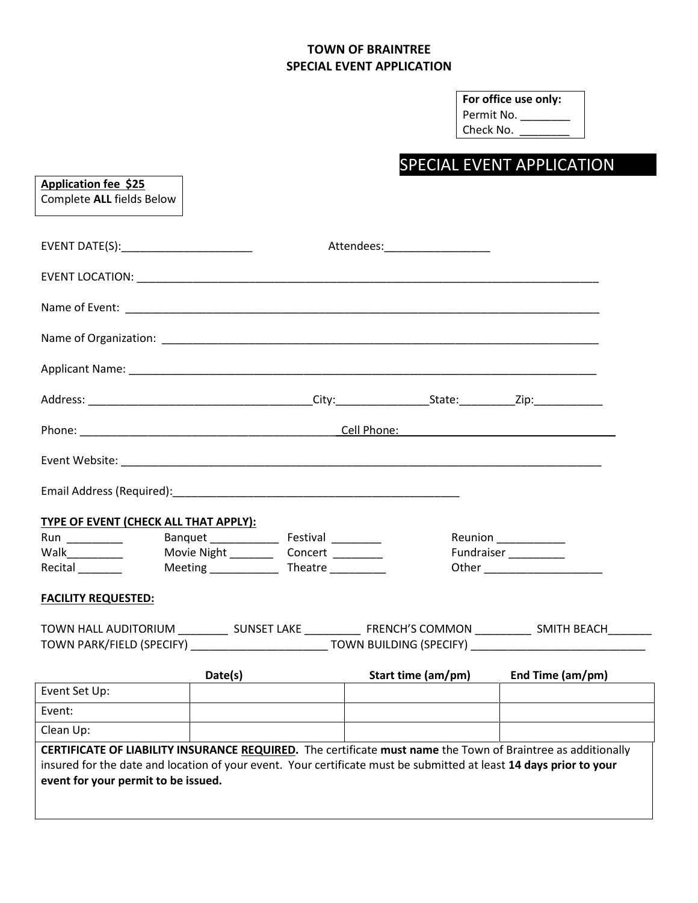**TOWN OF BRAINTREE**
**SPECIAL EVENT APPLICATION**

**For office use only:**
Permit No. ________
Check No. ________

# SPECIAL EVENT APPLICATION

**Application fee $25**
Complete **ALL** fields Below

EVENT DATE(S):_____________________ Attendees:_________________

EVENT LOCATION: ______________________________________________________________________________

Name of Event: ________________________________________________________________________________

Name of Organization: __________________________________________________________________________

Applicant Name: ______________________________________________________________________________

Address: ____________________________________City:_______________State:_________Zip:___________

Phone: __________________________________________ Cell Phone: ___________________________________

Event Website: ________________________________________________________________________________

Email Address (Required):_______________________________________________

**TYPE OF EVENT (CHECK ALL THAT APPLY):**

Run _________ Banquet ___________ Festival ________ Reunion ___________
Walk_________ Movie Night _______ Concert ________ Fundraiser _________
Recital _______ Meeting ___________ Theatre _________ Other ___________________

**FACILITY REQUESTED:**

TOWN HALL AUDITORIUM ________ SUNSET LAKE _________ FRENCH'S COMMON _________ SMITH BEACH_______
TOWN PARK/FIELD (SPECIFY) ______________________ TOWN BUILDING (SPECIFY) ____________________________

| | Date(s) | Start time (am/pm) | End Time (am/pm) |
|---|---|---|---|
| Event Set Up: | | | |
| Event: | | | |
| Clean Up: | | | |

**CERTIFICATE OF LIABILITY INSURANCE REQUIRED.** The certificate **must name** the Town of Braintree as additionally insured for the date and location of your event. Your certificate must be submitted at least **14 days prior to your event for your permit to be issued.**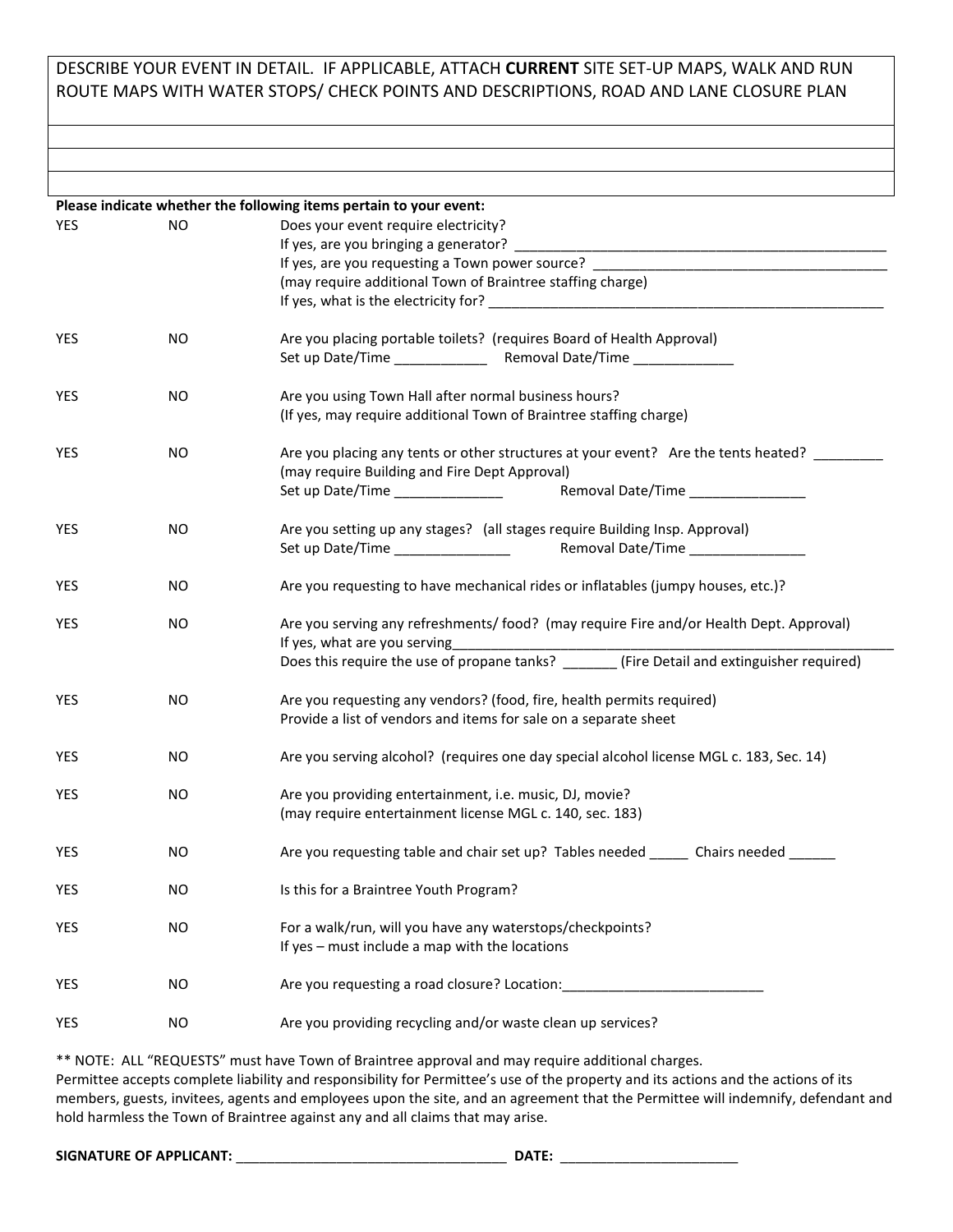| DESCRIBE YOUR EVENT IN DETAIL. IF APPLICABLE, ATTACH **CURRENT** SITE SET-UP MAPS, WALK AND RUN ROUTE MAPS WITH WATER STOPS/ CHECK POINTS AND DESCRIPTIONS, ROAD AND LANE CLOSURE PLAN |
|---|
| |
| |
| |

**Please indicate whether the following items pertain to your event:**

| | | |
|---|---|---|
| YES | NO | Does your event require electricity?<br>If yes, are you bringing a generator? ___________________<br>If yes, are you requesting a Town power source? ___________________<br>(may require additional Town of Braintree staffing charge)<br>If yes, what is the electricity for? ___________________ |
| YES | NO | Are you placing portable toilets? (requires Board of Health Approval)<br>Set up Date/Time ____________ Removal Date/Time _____________ |
| YES | NO | Are you using Town Hall after normal business hours?<br>(If yes, may require additional Town of Braintree staffing charge) |
| YES | NO | Are you placing any tents or other structures at your event? Are the tents heated? _________<br>(may require Building and Fire Dept Approval)<br>Set up Date/Time ______________ Removal Date/Time _______________ |
| YES | NO | Are you setting up any stages? (all stages require Building Insp. Approval)<br>Set up Date/Time _______________ Removal Date/Time _______________ |
| YES | NO | Are you requesting to have mechanical rides or inflatables (jumpy houses, etc.)? |
| YES | NO | Are you serving any refreshments/ food? (may require Fire and/or Health Dept. Approval)<br>If yes, what are you serving___________________<br>Does this require the use of propane tanks? _______ (Fire Detail and extinguisher required) |
| YES | NO | Are you requesting any vendors? (food, fire, health permits required)<br>Provide a list of vendors and items for sale on a separate sheet |
| YES | NO | Are you serving alcohol? (requires one day special alcohol license MGL c. 183, Sec. 14) |
| YES | NO | Are you providing entertainment, i.e. music, DJ, movie?<br>(may require entertainment license MGL c. 140, sec. 183) |
| YES | NO | Are you requesting table and chair set up? Tables needed _____ Chairs needed ______ |
| YES | NO | Is this for a Braintree Youth Program? |
| YES | NO | For a walk/run, will you have any waterstops/checkpoints?<br>If yes – must include a map with the locations |
| YES | NO | Are you requesting a road closure? Location:__________________________ |
| YES | NO | Are you providing recycling and/or waste clean up services? |

** NOTE: ALL "REQUESTS" must have Town of Braintree approval and may require additional charges.
Permittee accepts complete liability and responsibility for Permittee's use of the property and its actions and the actions of its members, guests, invitees, agents and employees upon the site, and an agreement that the Permittee will indemnify, defendant and hold harmless the Town of Braintree against any and all claims that may arise.

**SIGNATURE OF APPLICANT:** ___________________________________ **DATE:** ________________________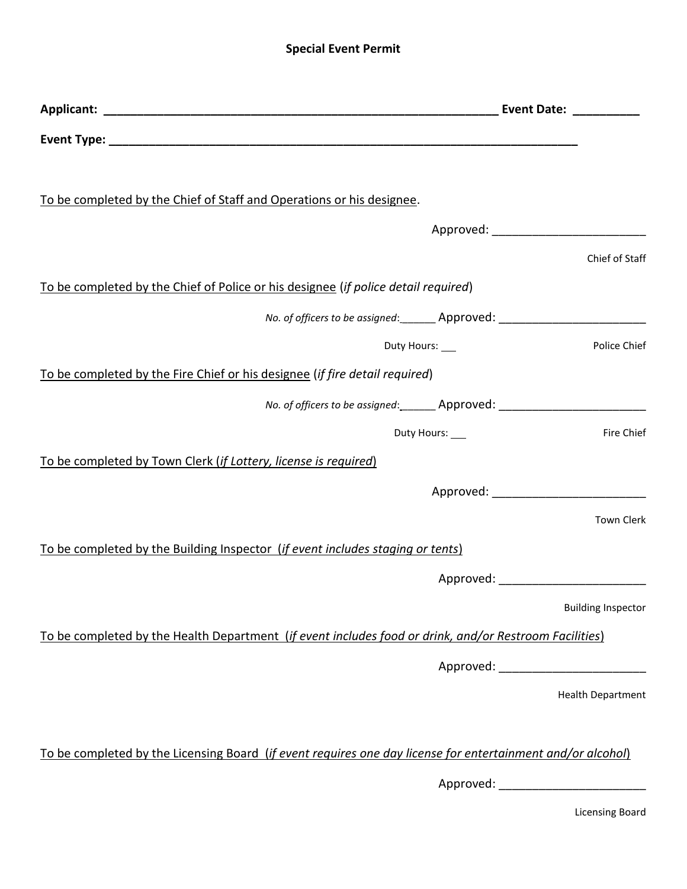# Special Event Permit

**Applicant:** ______________________________________________________________ **Event Date:** __________

**Event Type:** __________________________________________________________________________

To be completed by the Chief of Staff and Operations or his designee.

Approved: ________________________

Chief of Staff

To be completed by the Chief of Police or his designee (*if police detail required*)

*No. of officers to be assigned*:______ Approved: ______________________

Duty Hours: ___

Police Chief

To be completed by the Fire Chief or his designee (*if fire detail required*)

*No. of officers to be assigned*:______ Approved: ______________________

Duty Hours: ___

Fire Chief

To be completed by Town Clerk (*if Lottery, license is required*)

Approved: ________________________

Town Clerk

To be completed by the Building Inspector (*if event includes staging or tents*)

Approved: ______________________

Building Inspector

To be completed by the Health Department (*if event includes food or drink, and/or Restroom Facilities*)

Approved: ______________________

Health Department

To be completed by the Licensing Board (*if event requires one day license for entertainment and/or alcohol*)

Approved: ______________________

Licensing Board